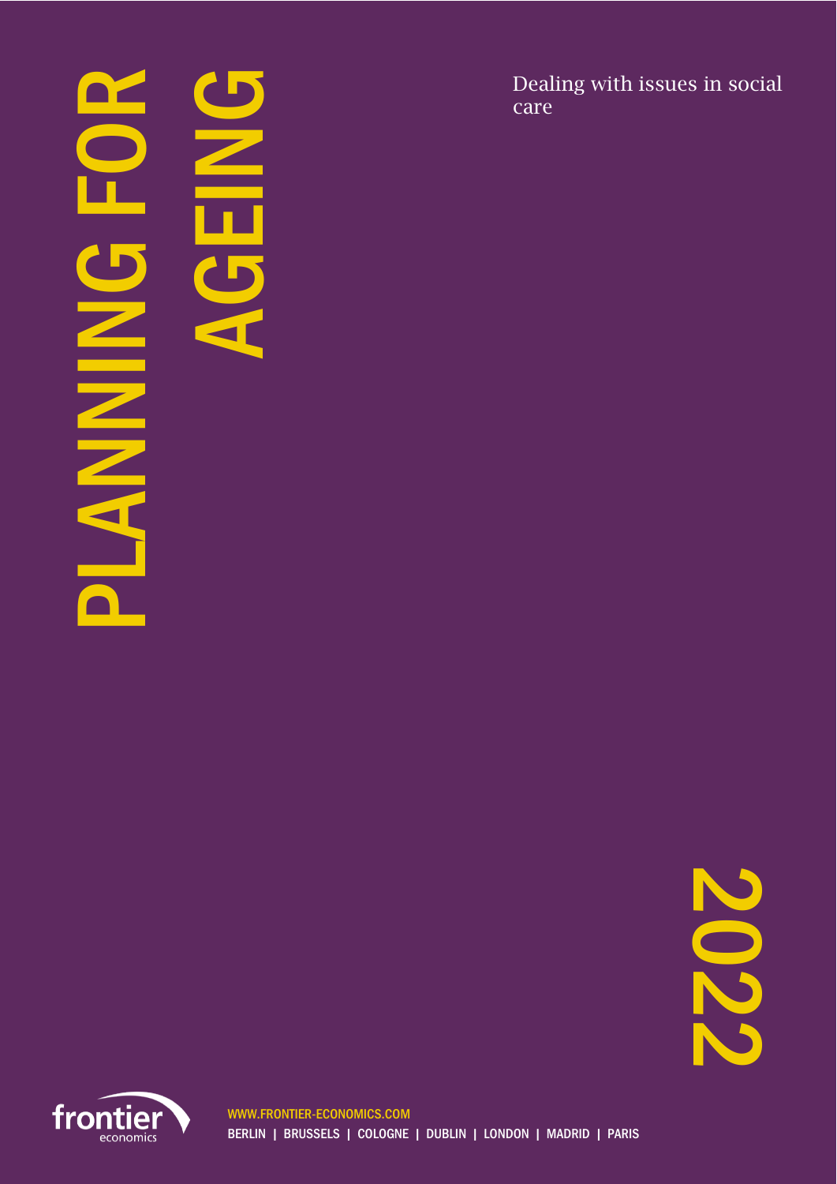# PLANNING FOR AGEING

Dealing with issues in social care

2022

WWW.FRONTIER-ECONOMICS.COM

BERLIN | BRUSSELS | COLOGNE | DUBLIN | LONDON | MADRID | PARIS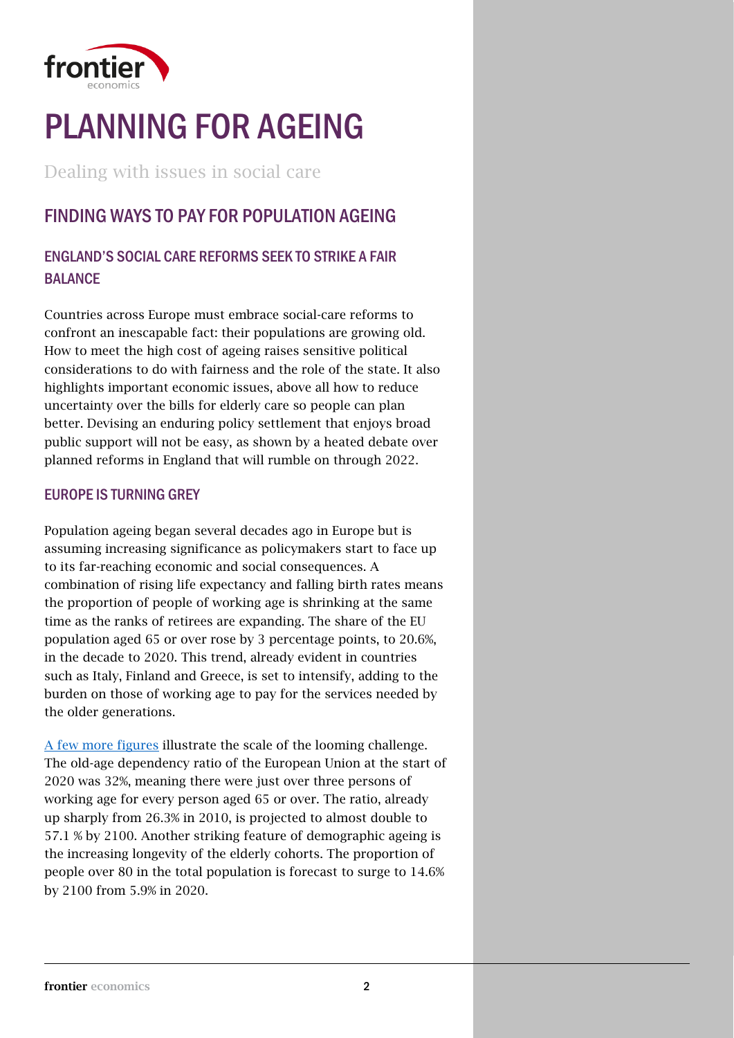# PLANNING FOR AGEING

Dealing with issues in social care

## FINDING WAYS TO PAY FOR POPULATION AGEING

### ENGLAND'S SOCIAL CARE REFORMS SEEK TO STRIKE A FAIR BALANCE

Countries across Europe must embrace social-care reforms to confront an inescapable fact: their populations are growing old. How to meet the high cost of ageing raises sensitive political considerations to do with fairness and the role of the state. It also highlights important economic issues, above all how to reduce uncertainty over the bills for elderly care so people can plan better. Devising an enduring policy settlement that enjoys broad public support will not be easy, as shown by a heated debate over planned reforms in England that will rumble on through 2022.

### EUROPE IS TURNING GREY

Population ageing began several decades ago in Europe but is assuming increasing significance as policymakers start to face up to its far-reaching economic and social consequences. A combination of rising life expectancy and falling birth rates means the proportion of people of working age is shrinking at the same time as the ranks of retirees are expanding. The share of the EU population aged 65 or over rose by 3 percentage points, to 20.6%, in the decade to 2020. This trend, already evident in countries such as Italy, Finland and Greece, is set to intensify, adding to the burden on those of working age to pay for the services needed by the older generations.

A few more figures illustrate the scale of the looming challenge. The old-age dependency ratio of the European Union at the start of 2020 was 32%, meaning there were just over three persons of working age for every person aged 65 or over. The ratio, already up sharply from 26.3% in 2010, is projected to almost double to 57.1 % by 2100. Another striking feature of demographic ageing is the increasing longevity of the elderly cohorts. The proportion of people over 80 in the total population is forecast to surge to 14.6% by 2100 from 5.9% in 2020.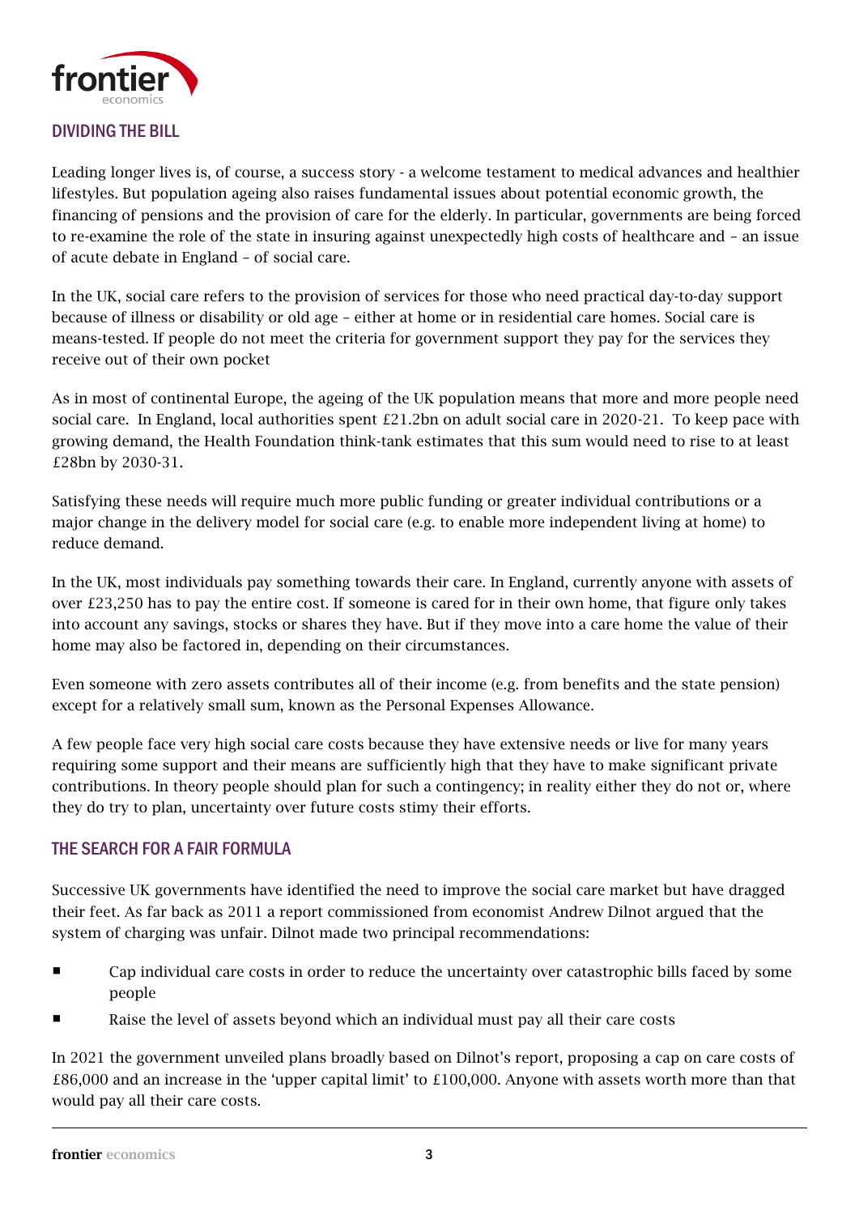## DIVIDING THE BILL

Leading longer lives is, of course, a success story - a welcome testament to medical advances and healthier lifestyles. But population ageing also raises fundamental issues about potential economic growth, the financing of pensions and the provision of care for the elderly. In particular, governments are being forced to re-examine the role of the state in insuring against unexpectedly high costs of healthcare and – an issue of acute debate in England – of social care.

In the UK, social care refers to the provision of services for those who need practical day-to-day support because of illness or disability or old age – either at home or in residential care homes. Social care is means-tested. If people do not meet the criteria for government support they pay for the services they receive out of their own pocket

As in most of continental Europe, the ageing of the UK population means that more and more people need social care. In England, local authorities spent £21.2bn on adult social care in 2020-21. To keep pace with growing demand, the Health Foundation think-tank estimates that this sum would need to rise to at least £28bn by 2030-31.

Satisfying these needs will require much more public funding or greater individual contributions or a major change in the delivery model for social care (e.g. to enable more independent living at home) to reduce demand.

In the UK, most individuals pay something towards their care. In England, currently anyone with assets of over £23,250 has to pay the entire cost. If someone is cared for in their own home, that figure only takes into account any savings, stocks or shares they have. But if they move into a care home the value of their home may also be factored in, depending on their circumstances.

Even someone with zero assets contributes all of their income (e.g. from benefits and the state pension) except for a relatively small sum, known as the Personal Expenses Allowance.

A few people face very high social care costs because they have extensive needs or live for many years requiring some support and their means are sufficiently high that they have to make significant private contributions. In theory people should plan for such a contingency; in reality either they do not or, where they do try to plan, uncertainty over future costs stimy their efforts.

## THE SEARCH FOR A FAIR FORMULA

Successive UK governments have identified the need to improve the social care market but have dragged their feet. As far back as 2011 a report commissioned from economist Andrew Dilnot argued that the system of charging was unfair. Dilnot made two principal recommendations:

- Cap individual care costs in order to reduce the uncertainty over catastrophic bills faced by some people
- Raise the level of assets beyond which an individual must pay all their care costs

In 2021 the government unveiled plans broadly based on Dilnot's report, proposing a cap on care costs of £86,000 and an increase in the 'upper capital limit' to £100,000. Anyone with assets worth more than that would pay all their care costs.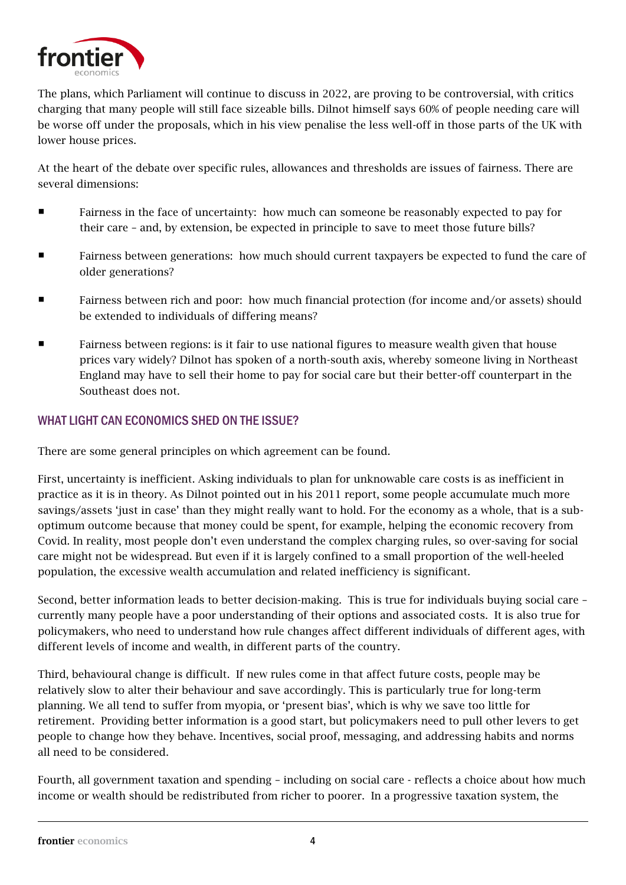The plans, which Parliament will continue to discuss in 2022, are proving to be controversial, with critics charging that many people will still face sizeable bills. Dilnot himself says 60% of people needing care will be worse off under the proposals, which in his view penalise the less well-off in those parts of the UK with lower house prices.

At the heart of the debate over specific rules, allowances and thresholds are issues of fairness. There are several dimensions:

- Fairness in the face of uncertainty: how much can someone be reasonably expected to pay for their care – and, by extension, be expected in principle to save to meet those future bills?
- Fairness between generations: how much should current taxpayers be expected to fund the care of older generations?
- Fairness between rich and poor: how much financial protection (for income and/or assets) should be extended to individuals of differing means?
- Fairness between regions: is it fair to use national figures to measure wealth given that house prices vary widely? Dilnot has spoken of a north-south axis, whereby someone living in Northeast England may have to sell their home to pay for social care but their better-off counterpart in the Southeast does not.

## WHAT LIGHT CAN ECONOMICS SHED ON THE ISSUE?

There are some general principles on which agreement can be found.

First, uncertainty is inefficient. Asking individuals to plan for unknowable care costs is as inefficient in practice as it is in theory. As Dilnot pointed out in his 2011 report, some people accumulate much more savings/assets 'just in case' than they might really want to hold. For the economy as a whole, that is a sub-optimum outcome because that money could be spent, for example, helping the economic recovery from Covid. In reality, most people don't even understand the complex charging rules, so over-saving for social care might not be widespread. But even if it is largely confined to a small proportion of the well-heeled population, the excessive wealth accumulation and related inefficiency is significant.

Second, better information leads to better decision-making. This is true for individuals buying social care – currently many people have a poor understanding of their options and associated costs. It is also true for policymakers, who need to understand how rule changes affect different individuals of different ages, with different levels of income and wealth, in different parts of the country.

Third, behavioural change is difficult. If new rules come in that affect future costs, people may be relatively slow to alter their behaviour and save accordingly. This is particularly true for long-term planning. We all tend to suffer from myopia, or 'present bias', which is why we save too little for retirement. Providing better information is a good start, but policymakers need to pull other levers to get people to change how they behave. Incentives, social proof, messaging, and addressing habits and norms all need to be considered.

Fourth, all government taxation and spending – including on social care - reflects a choice about how much income or wealth should be redistributed from richer to poorer. In a progressive taxation system, the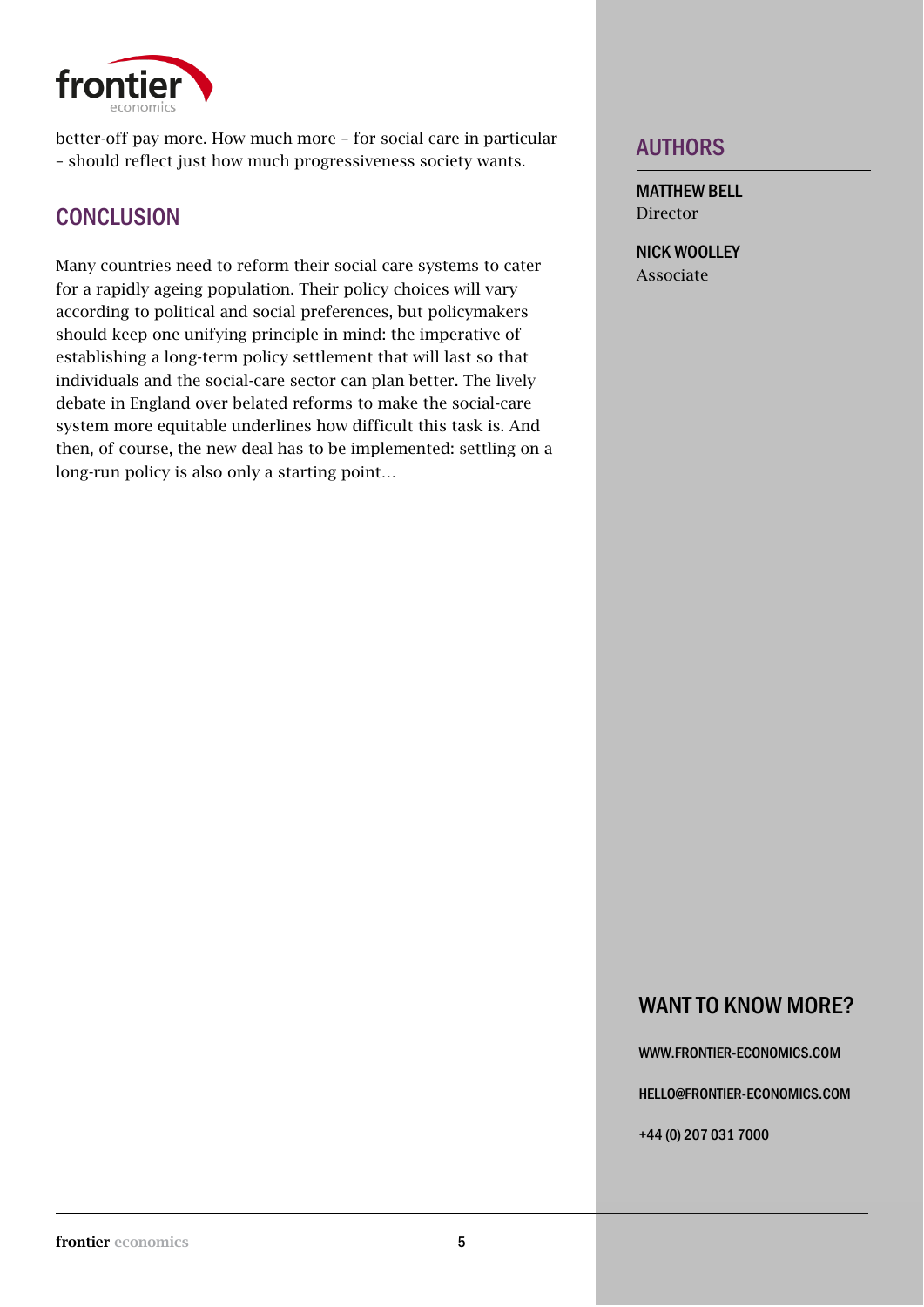better-off pay more. How much more – for social care in particular – should reflect just how much progressiveness society wants.

## CONCLUSION

Many countries need to reform their social care systems to cater for a rapidly ageing population. Their policy choices will vary according to political and social preferences, but policymakers should keep one unifying principle in mind: the imperative of establishing a long-term policy settlement that will last so that individuals and the social-care sector can plan better. The lively debate in England over belated reforms to make the social-care system more equitable underlines how difficult this task is. And then, of course, the new deal has to be implemented: settling on a long-run policy is also only a starting point…

## AUTHORS

**MATTHEW BELL**
Director

**NICK WOOLLEY**
Associate

## WANT TO KNOW MORE?

WWW.FRONTIER-ECONOMICS.COM

HELLO@FRONTIER-ECONOMICS.COM

+44 (0) 207 031 7000